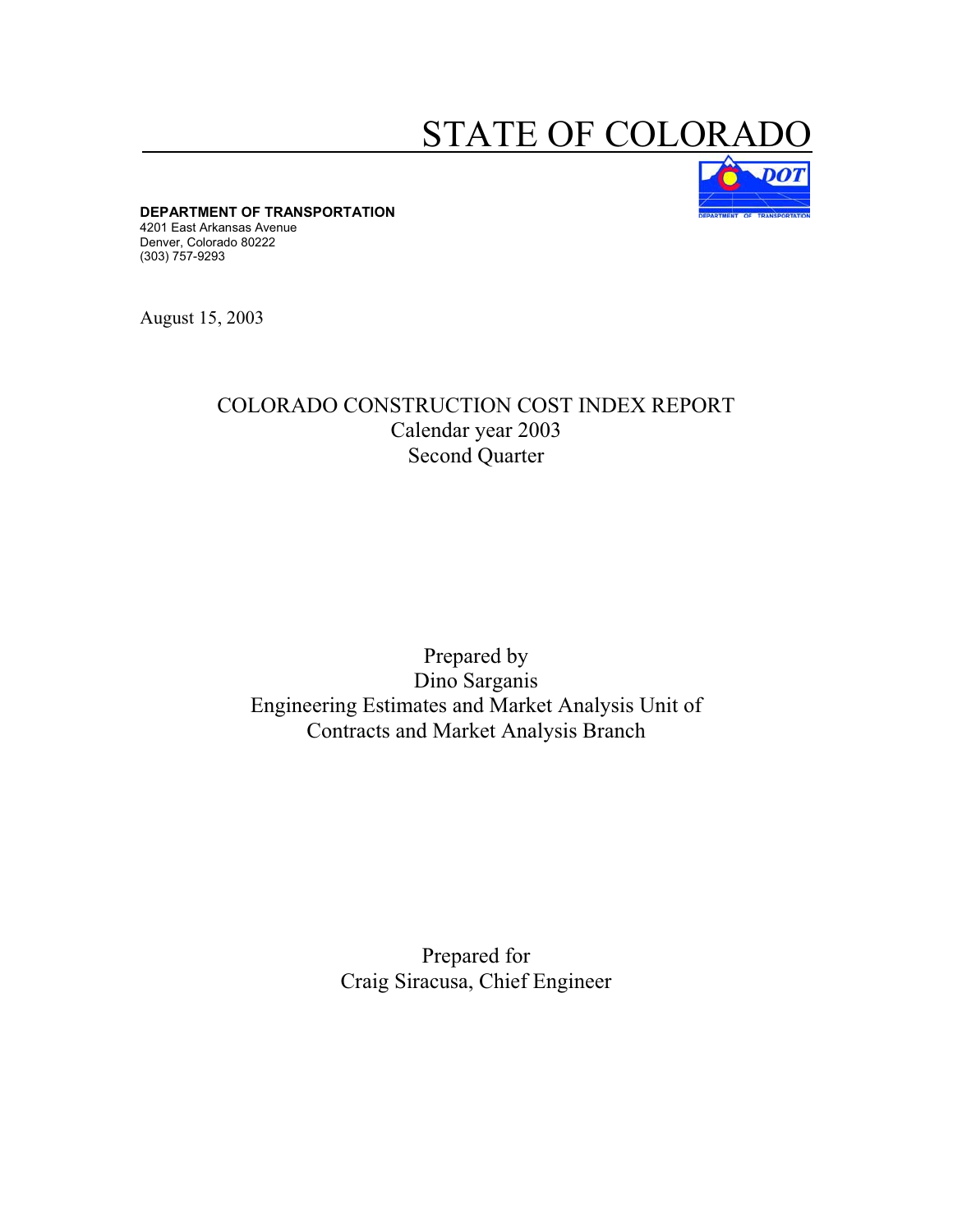# STATE OF COLORADO

**DEPARTMENT OF TRANSPORTATION**
4201 East Arkansas Avenue
Denver, Colorado 80222
(303) 757-9293

August 15, 2003

## COLORADO CONSTRUCTION COST INDEX REPORT
Calendar year 2003
Second Quarter

Prepared by
Dino Sarganis
Engineering Estimates and Market Analysis Unit of
Contracts and Market Analysis Branch

Prepared for
Craig Siracusa, Chief Engineer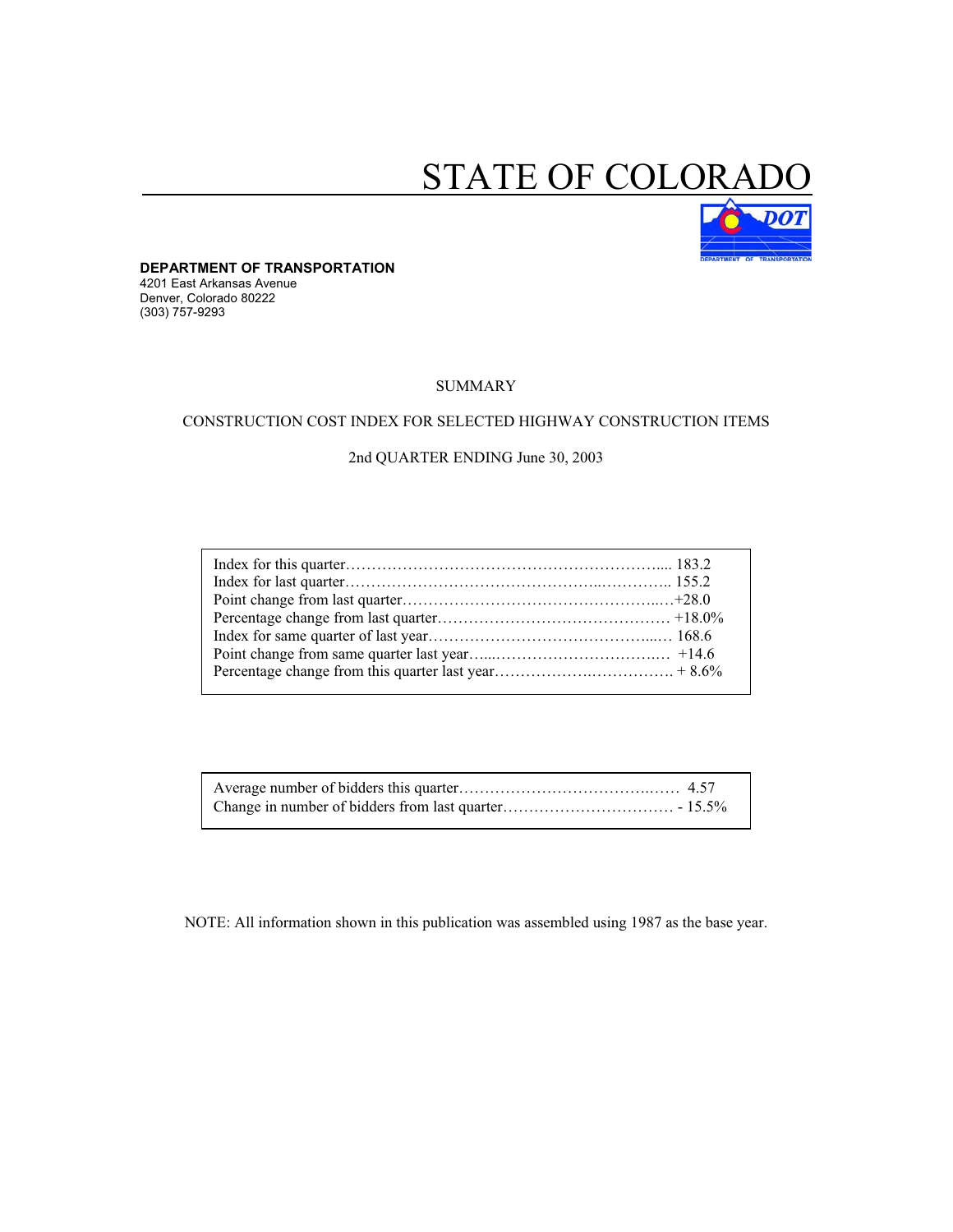# STATE OF COLORADO

**DEPARTMENT OF TRANSPORTATION**
4201 East Arkansas Avenue
Denver, Colorado 80222
(303) 757-9293

SUMMARY

CONSTRUCTION COST INDEX FOR SELECTED HIGHWAY CONSTRUCTION ITEMS

2nd QUARTER ENDING June 30, 2003

| | |
|---|---|
| Index for this quarter | 183.2 |
| Index for last quarter | 155.2 |
| Point change from last quarter | +28.0 |
| Percentage change from last quarter | +18.0% |
| Index for same quarter of last year | 168.6 |
| Point change from same quarter last year | +14.6 |
| Percentage change from this quarter last year | + 8.6% |

| | |
|---|---|
| Average number of bidders this quarter | 4.57 |
| Change in number of bidders from last quarter | - 15.5% |

NOTE: All information shown in this publication was assembled using 1987 as the base year.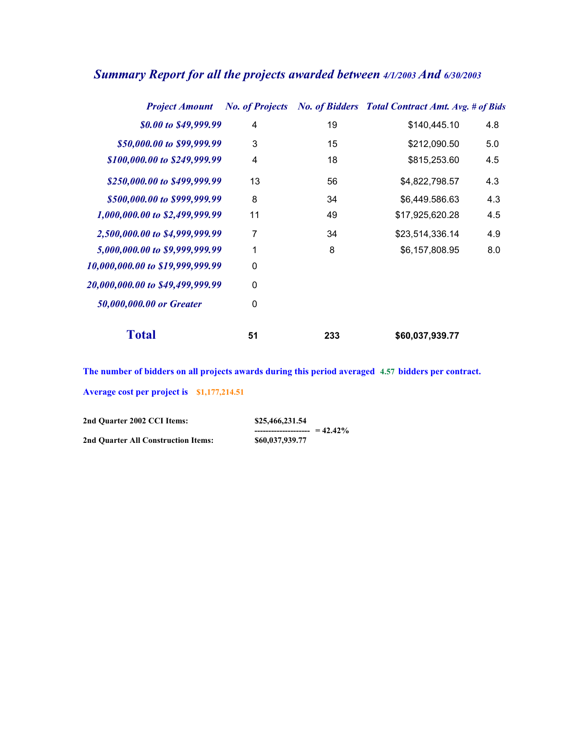## *Summary Report for all the projects awarded between 4/1/2003 And 6/30/2003*

| *Project Amount* | *No. of Projects* | *No. of Bidders* | *Total Contract Amt.* | *Avg. # of Bids* |
|---|---|---|---|---|
| *$0.00 to $49,999.99* | 4 | 19 | $140,445.10 | 4.8 |
| *$50,000.00 to $99,999.99* | 3 | 15 | $212,090.50 | 5.0 |
| *$100,000.00 to $249,999.99* | 4 | 18 | $815,253.60 | 4.5 |
| *$250,000.00 to $499,999.99* | 13 | 56 | $4,822,798.57 | 4.3 |
| *$500,000.00 to $999,999.99* | 8 | 34 | $6,449.586.63 | 4.3 |
| *1,000,000.00 to $2,499,999.99* | 11 | 49 | $17,925,620.28 | 4.5 |
| *2,500,000.00 to $4,999,999.99* | 7 | 34 | $23,514,336.14 | 4.9 |
| *5,000,000.00 to $9,999,999.99* | 1 | 8 | $6,157,808.95 | 8.0 |
| *10,000,000.00 to $19,999,999.99* | 0 | | | |
| *20,000,000.00 to $49,499,999.99* | 0 | | | |
| *50,000,000.00 or Greater* | 0 | | | |
| **Total** | **51** | **233** | **$60,037,939.77** | |

**The number of bidders on all projects awards during this period averaged 4.57 bidders per contract.**

**Average cost per project is $1,177,214.51**

| | | |
|---|---|---|
| **2nd Quarter 2002 CCI Items:** | **$25,466,231.54** | |
| | **--------------------** | **= 42.42%** |
| **2nd Quarter All Construction Items:** | **$60,037,939.77** | |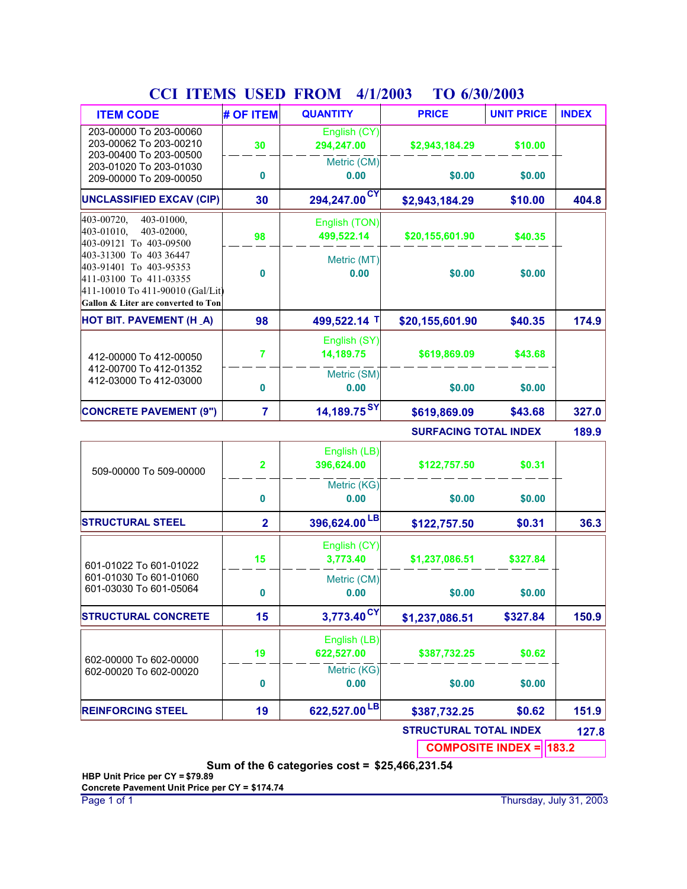# CCI ITEMS USED FROM 4/1/2003 TO 6/30/2003

| ITEM CODE | # OF ITEM | QUANTITY | PRICE | UNIT PRICE | INDEX |
|---|---|---|---|---|---|
| 203-00000 To 203-00060<br>203-00062 To 203-00210<br>203-00400 To 203-00500<br>203-01020 To 203-01030<br>209-00000 To 209-00050 | 30 | English (CY)<br>294,247.00 | $2,943,184.29 | $10.00 | |
| | 0 | Metric (CM)<br>0.00 | $0.00 | $0.00 | |
| **UNCLASSIFIED EXCAV (CIP)** | **30** | **294,247.00 CY** | **$2,943,184.29** | **$10.00** | **404.8** |
| 403-00720, 403-01000,<br>403-01010, 403-02000,<br>403-09121 To 403-09500<br>403-31300 To 403 36447<br>403-91401 To 403-95353<br>411-03100 To 411-03355<br>411-10010 To 411-90010 (Gal/Lit)<br>Gallon & Liter are converted to Ton | 98 | English (TON)<br>499,522.14 | $20,155,601.90 | $40.35 | |
| | 0 | Metric (MT)<br>0.00 | $0.00 | $0.00 | |
| **HOT BIT. PAVEMENT (H _A)** | **98** | **499,522.14 T** | **$20,155,601.90** | **$40.35** | **174.9** |
| 412-00000 To 412-00050<br>412-00700 To 412-01352<br>412-03000 To 412-03000 | 7 | English (SY)<br>14,189.75 | $619,869.09 | $43.68 | |
| | 0 | Metric (SM)<br>0.00 | $0.00 | $0.00 | |
| **CONCRETE PAVEMENT (9")** | **7** | **14,189.75 SY** | **$619,869.09** | **$43.68** | **327.0** |
| | | | | **SURFACING TOTAL INDEX** | **189.9** |
| 509-00000 To 509-00000 | 2 | English (LB)<br>396,624.00 | $122,757.50 | $0.31 | |
| | 0 | Metric (KG)<br>0.00 | $0.00 | $0.00 | |
| **STRUCTURAL STEEL** | **2** | **396,624.00 LB** | **$122,757.50** | **$0.31** | **36.3** |
| 601-01022 To 601-01022<br>601-01030 To 601-01060<br>601-03030 To 601-05064 | 15 | English (CY)<br>3,773.40 | $1,237,086.51 | $327.84 | |
| | 0 | Metric (CM)<br>0.00 | $0.00 | $0.00 | |
| **STRUCTURAL CONCRETE** | **15** | **3,773.40 CY** | **$1,237,086.51** | **$327.84** | **150.9** |
| 602-00000 To 602-00000<br>602-00020 To 602-00020 | 19 | English (LB)<br>622,527.00 | $387,732.25 | $0.62 | |
| | 0 | Metric (KG)<br>0.00 | $0.00 | $0.00 | |
| **REINFORCING STEEL** | **19** | **622,527.00 LB** | **$387,732.25** | **$0.62** | **151.9** |
| | | | | **STRUCTURAL TOTAL INDEX** | **127.8** |
| | | | | **COMPOSITE INDEX =** | **183.2** |

**Sum of the 6 categories cost = $25,466,231.54**

**HBP Unit Price per CY = $79.89**

**Concrete Pavement Unit Price per CY = $174.74**

Thursday, July 31, 2003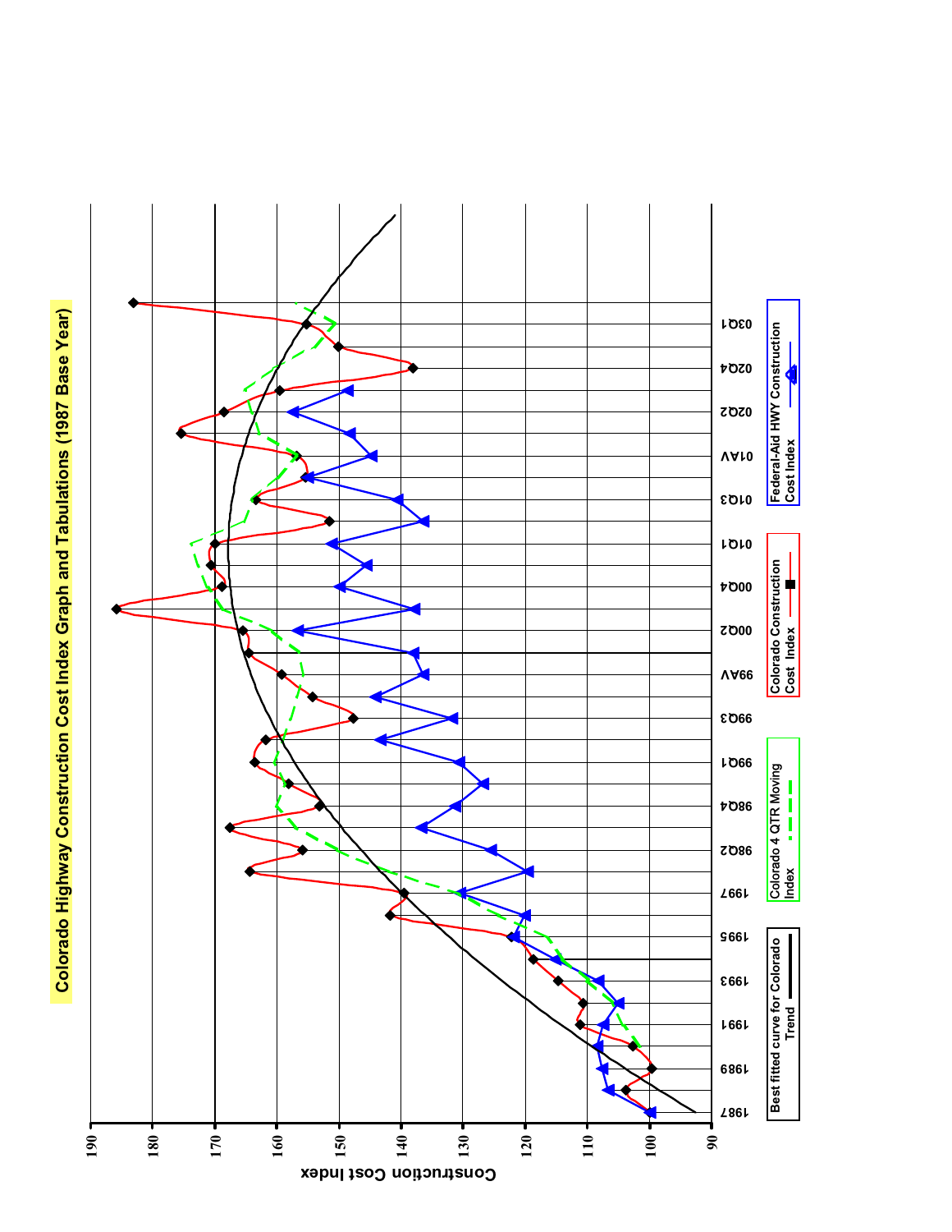# Colorado Highway Construction Cost Index Graph and Tabulations (1987 Base Year)

Construction Cost Index

190, 180, 170, 160, 150, 140, 130, 120, 110, 100, 90

1987, 1989, 1991, 1993, 1995, 1997, 98Q2, 98Q4, 99Q1, 99Q3, 99AV, 00Q2, 00Q4, 01Q1, 01Q3, 01AV, 02Q2, 02Q4, 03Q1

Best fitted curve for Colorado Trend

Colorado 4 QTR Moving Index

Colorado Construction Cost Index

Federal-Aid HWY Construction Cost Index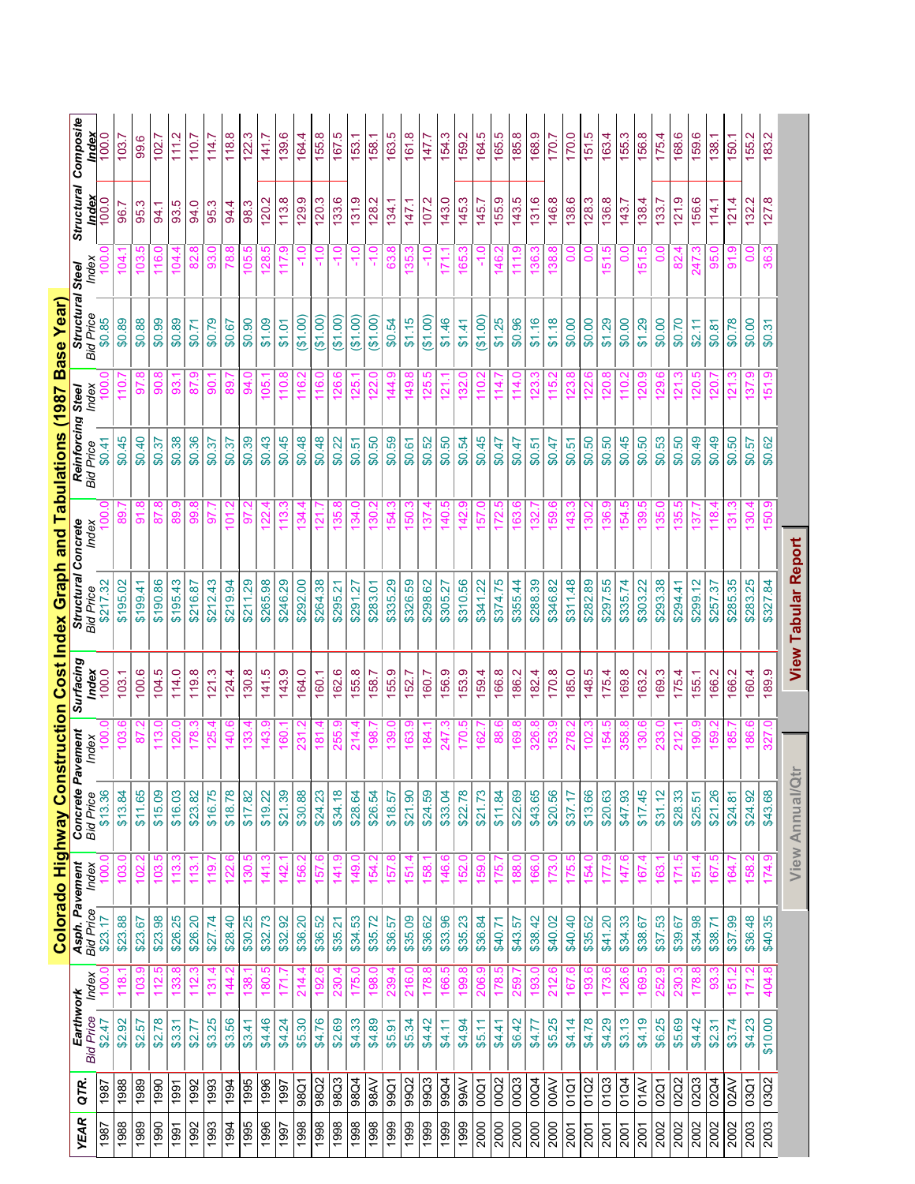# Colorado Highway Construction Cost Index Graph and Tabulations (1987 Base Year)

| YEAR | QTR. | Earthwork Bid Price | Earthwork Index | Asph. Pavement Bid Price | Asph. Pavement Index | Concrete Pavement Bid Price | Concrete Pavement Index | Surfacing Index | Structural Concrete Bid Price | Structural Concrete Index | Reinforcing Steel Bid Price | Reinforcing Steel Index | Structural Steel Bid Price | Structural Steel Index | Structural Index | Composite Index |
|---|---|---|---|---|---|---|---|---|---|---|---|---|---|---|---|---|
| 1987 | 1987 | $2.47 | 100.0 | $23.17 | 100.0 | $13.36 | 100.0 | 100.0 | $217.32 | 100.0 | $0.41 | 100.0 | $0.85 | 100.0 | 100.0 | 100.0 |
| 1988 | 1988 | $2.92 | 118.1 | $23.88 | 103.0 | $13.84 | 103.6 | 103.1 | $195.02 | 89.7 | $0.45 | 110.7 | $0.89 | 104.1 | 96.7 | 103.7 |
| 1989 | 1989 | $2.57 | 103.9 | $23.67 | 102.2 | $11.65 | 87.2 | 100.6 | $199.41 | 91.8 | $0.40 | 97.8 | $0.88 | 103.5 | 95.3 | 99.6 |
| 1990 | 1990 | $2.78 | 112.5 | $23.98 | 103.5 | $15.09 | 113.0 | 104.5 | $190.86 | 87.8 | $0.37 | 90.8 | $0.99 | 116.0 | 94.1 | 102.7 |
| 1991 | 1991 | $3.31 | 133.8 | $26.25 | 113.3 | $16.03 | 120.0 | 114.0 | $195.43 | 89.9 | $0.38 | 93.1 | $0.89 | 104.4 | 93.5 | 111.2 |
| 1992 | 1992 | $2.77 | 112.3 | $26.20 | 113.1 | $23.82 | 178.3 | 119.8 | $216.87 | 99.8 | $0.36 | 87.9 | $0.71 | 82.8 | 94.0 | 110.7 |
| 1993 | 1993 | $3.25 | 131.4 | $27.74 | 119.7 | $16.75 | 125.4 | 121.3 | $212.43 | 97.7 | $0.37 | 90.1 | $0.79 | 93.0 | 95.3 | 114.7 |
| 1994 | 1994 | $3.56 | 144.2 | $28.40 | 122.6 | $18.78 | 140.6 | 124.4 | $219.94 | 101.2 | $0.37 | 89.7 | $0.67 | 78.8 | 94.4 | 118.8 |
| 1995 | 1995 | $3.41 | 138.1 | $30.25 | 130.5 | $17.82 | 133.4 | 130.8 | $211.29 | 97.2 | $0.39 | 94.0 | $0.90 | 105.5 | 98.3 | 122.3 |
| 1996 | 1996 | $4.46 | 180.5 | $32.73 | 141.3 | $19.22 | 143.9 | 141.5 | $265.98 | 122.4 | $0.43 | 105.1 | $1.09 | 128.5 | 120.2 | 141.7 |
| 1997 | 1997 | $4.24 | 171.7 | $32.92 | 142.1 | $21.39 | 160.1 | 143.9 | $246.29 | 113.3 | $0.45 | 110.8 | $1.01 | 117.9 | 113.8 | 139.6 |
| 1998 | 98Q1 | $5.30 | 214.4 | $36.20 | 156.2 | $30.88 | 231.2 | 164.0 | $292.00 | 134.4 | $0.48 | 116.2 | ($1.00) | -1.0 | 129.9 | 164.4 |
| 1998 | 98Q2 | $4.76 | 192.6 | $36.52 | 157.6 | $24.23 | 181.4 | 160.1 | $264.38 | 121.7 | $0.48 | 116.0 | ($1.00) | -1.0 | 120.3 | 155.8 |
| 1998 | 98Q3 | $2.69 | 230.4 | $35.21 | 141.9 | $34.18 | 255.9 | 162.6 | $295.21 | 135.8 | $0.22 | 126.6 | ($1.00) | -1.0 | 133.6 | 167.5 |
| 1998 | 98Q4 | $4.33 | 175.0 | $34.53 | 149.0 | $28.64 | 214.4 | 155.8 | $291.27 | 134.0 | $0.51 | 125.1 | ($1.00) | -1.0 | 131.9 | 153.1 |
| 1998 | 98AV | $4.89 | 198.0 | $35.72 | 154.2 | $26.54 | 198.7 | 158.7 | $283.01 | 130.2 | $0.50 | 122.0 | ($1.00) | -1.0 | 128.2 | 158.1 |
| 1999 | 99Q1 | $5.91 | 239.4 | $36.57 | 157.8 | $18.57 | 139.0 | 155.9 | $335.29 | 154.3 | $0.59 | 144.9 | $0.54 | 63.8 | 134.1 | 163.5 |
| 1999 | 99Q2 | $5.34 | 216.0 | $35.09 | 151.4 | $21.90 | 163.9 | 152.7 | $326.59 | 150.3 | $0.61 | 149.8 | $1.15 | 135.3 | 147.1 | 161.8 |
| 1999 | 99Q3 | $4.42 | 178.8 | $36.62 | 158.1 | $24.59 | 184.1 | 160.7 | $298.62 | 137.4 | $0.52 | 125.5 | ($1.00) | -1.0 | 107.2 | 147.7 |
| 1999 | 99Q4 | $4.11 | 166.5 | $33.96 | 146.6 | $33.04 | 247.3 | 156.9 | $305.27 | 140.5 | $0.50 | 121.1 | $1.46 | 171.1 | 143.0 | 154.3 |
| 1999 | 99AV | $4.94 | 199.8 | $35.23 | 152.0 | $22.78 | 170.5 | 153.9 | $310.56 | 142.9 | $0.54 | 132.0 | $1.41 | 165.3 | 145.3 | 159.2 |
| 2000 | 00Q1 | $5.11 | 206.9 | $36.84 | 159.0 | $21.73 | 162.7 | 159.4 | $341.22 | 157.0 | $0.45 | 110.2 | ($1.00) | -1.0 | 145.7 | 164.5 |
| 2000 | 00Q2 | $4.41 | 178.5 | $40.71 | 175.7 | $11.84 | 88.6 | 166.8 | $374.75 | 172.5 | $0.47 | 114.7 | $1.25 | 146.2 | 155.9 | 165.5 |
| 2000 | 00Q3 | $6.42 | 259.7 | $43.57 | 188.0 | $22.69 | 169.8 | 186.2 | $355.44 | 163.6 | $0.47 | 114.0 | $0.96 | 111.9 | 143.5 | 185.8 |
| 2000 | 00Q4 | $4.77 | 193.0 | $38.42 | 166.0 | $43.65 | 326.8 | 182.4 | $288.39 | 132.7 | $0.51 | 123.3 | $1.16 | 136.3 | 131.6 | 168.9 |
| 2000 | 00AV | $5.25 | 212.6 | $40.02 | 173.0 | $20.56 | 153.9 | 170.8 | $346.82 | 159.6 | $0.47 | 115.2 | $1.18 | 138.8 | 146.8 | 170.7 |
| 2001 | 01Q1 | $4.14 | 167.6 | $40.40 | 175.5 | $37.17 | 278.2 | 185.0 | $311.48 | 143.3 | $0.51 | 123.8 | $0.00 | 0.0 | 138.6 | 170.0 |
| 2001 | 01Q2 | $4.78 | 193.6 | $35.62 | 154.0 | $13.66 | 102.3 | 148.5 | $282.89 | 130.2 | $0.50 | 122.6 | $0.00 | 0.0 | 128.3 | 151.5 |
| 2001 | 01Q3 | $4.29 | 173.6 | $41.20 | 177.9 | $20.63 | 154.5 | 175.4 | $297.55 | 136.9 | $0.50 | 120.8 | $1.29 | 151.5 | 136.8 | 163.4 |
| 2001 | 01Q4 | $3.13 | 126.6 | $34.33 | 147.6 | $47.93 | 358.8 | 169.8 | $335.74 | 154.5 | $0.45 | 110.2 | $0.00 | 0.0 | 143.7 | 155.3 |
| 2001 | 01AV | $4.19 | 169.5 | $38.67 | 167.4 | $17.45 | 130.6 | 163.2 | $303.22 | 139.5 | $0.50 | 120.9 | $1.29 | 151.5 | 138.4 | 156.8 |
| 2002 | 02Q1 | $6.25 | 252.9 | $37.80 | 163.1 | $31.12 | 233.0 | 169.3 | $293.38 | 135.0 | $0.53 | 129.6 | $0.00 | 0.0 | 133.7 | 175.4 |
| 2002 | 02Q2 | $5.69 | 230.3 | $39.67 | 171.5 | $28.33 | 212.1 | 175.4 | $294.41 | 135.5 | $0.50 | 121.3 | $0.70 | 82.4 | 121.9 | 168.6 |
| 2002 | 02Q3 | $4.42 | 178.8 | $34.98 | 151.4 | $25.51 | 190.9 | 155.1 | $299.12 | 137.7 | $0.49 | 120.5 | $2.11 | 247.3 | 156.6 | 159.6 |
| 2002 | 02Q4 | $2.31 | 93.3 | $38.71 | 167.5 | $21.26 | 159.2 | 166.2 | $257.37 | 118.4 | $0.49 | 120.7 | $0.81 | 95.0 | 114.1 | 138.1 |
| 2002 | 02AV | $3.74 | 151.2 | $37.99 | 164.7 | $24.81 | 185.7 | 166.2 | $285.35 | 131.3 | $0.50 | 121.3 | $0.78 | 91.9 | 121.4 | 150.1 |
| 2003 | 03Q1 | $4.23 | 171.2 | $36.48 | 158.2 | $24.92 | 186.6 | 160.4 | $283.25 | 130.4 | $0.57 | 137.9 | $0.00 | 0.0 | 132.2 | 155.2 |
| 2003 | 03Q2 | $10.00 | 404.8 | $40.35 | 174.9 | $43.68 | 327.0 | 189.9 | $327.84 | 150.9 | $0.62 | 151.9 | $0.31 | 36.3 | 127.8 | 183.2 |

View Annual/Qtr

View Tabular Report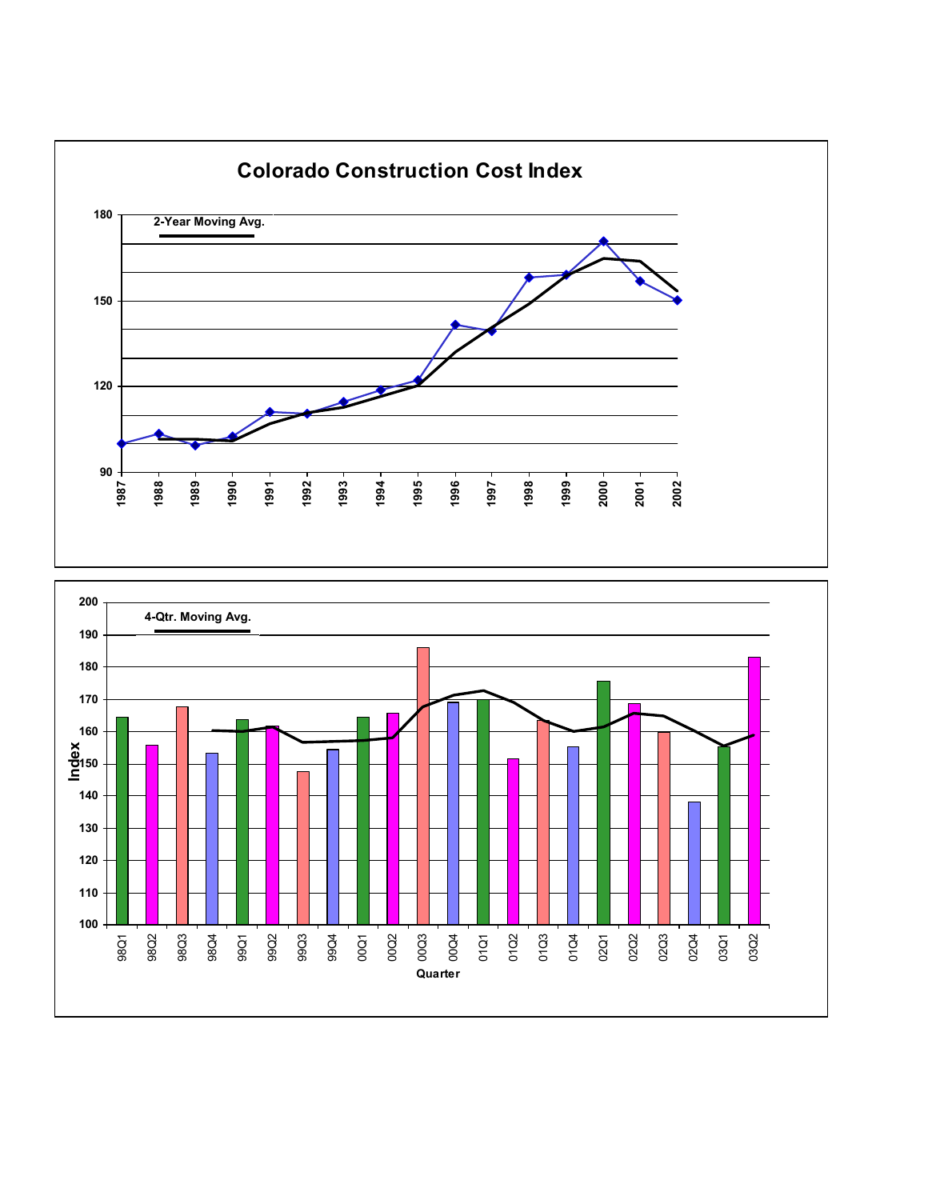# Colorado Construction Cost Index

2-Year Moving Avg.

180

150

120

90

1987 1988 1989 1990 1991 1992 1993 1994 1995 1996 1997 1998 1999 2000 2001 2002

4-Qtr. Moving Avg.

Index

200 190 180 170 160 150 140 130 120 110 100

98Q1 98Q2 98Q3 98Q4 99Q1 99Q2 99Q3 99Q4 00Q1 00Q2 00Q3 00Q4 01Q1 01Q2 01Q3 01Q4 02Q1 02Q2 02Q3 02Q4 03Q1 03Q2

Quarter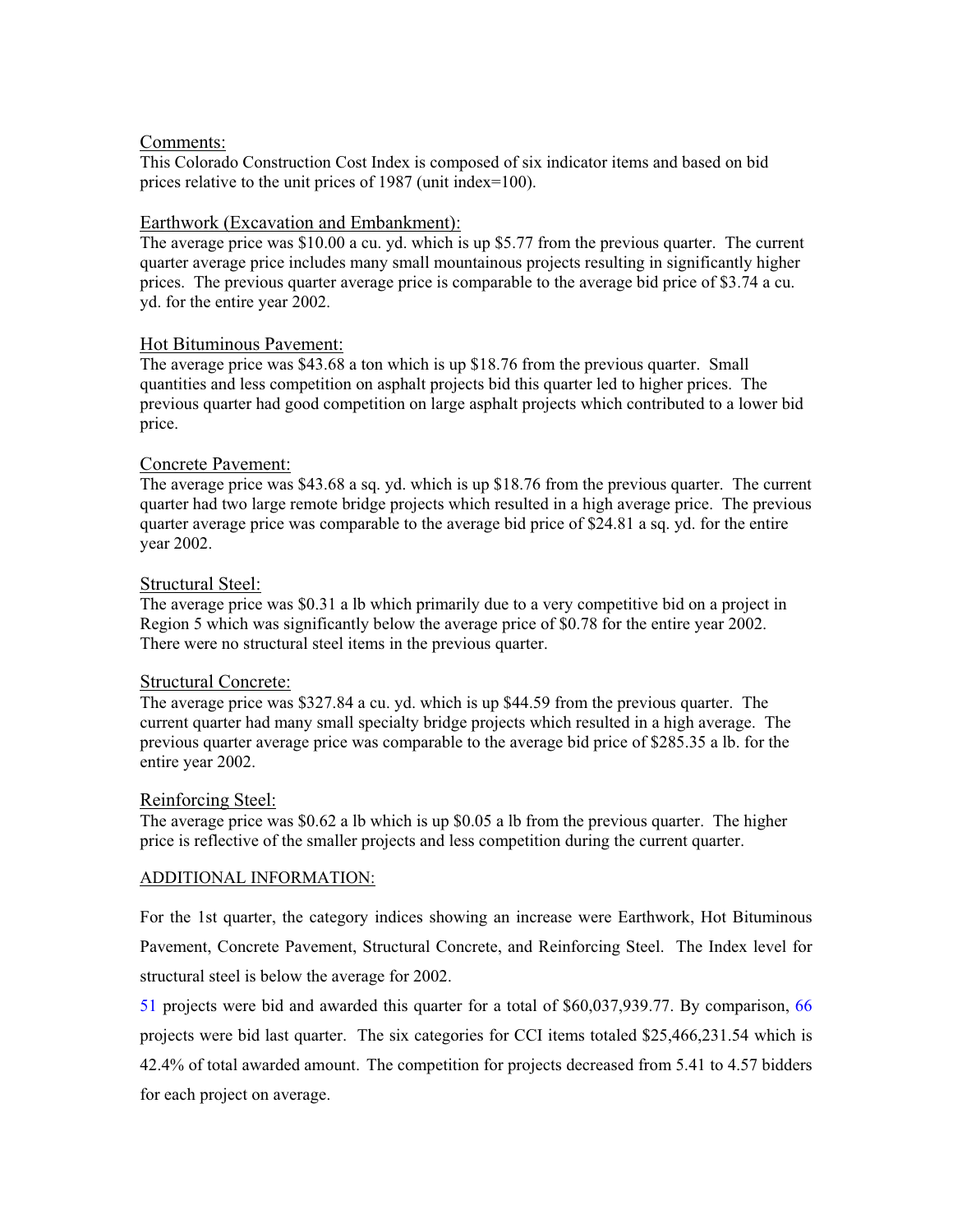Comments:
This Colorado Construction Cost Index is composed of six indicator items and based on bid prices relative to the unit prices of 1987 (unit index=100).

Earthwork (Excavation and Embankment):
The average price was $10.00 a cu. yd. which is up $5.77 from the previous quarter. The current quarter average price includes many small mountainous projects resulting in significantly higher prices. The previous quarter average price is comparable to the average bid price of $3.74 a cu. yd. for the entire year 2002.

Hot Bituminous Pavement:
The average price was $43.68 a ton which is up $18.76 from the previous quarter. Small quantities and less competition on asphalt projects bid this quarter led to higher prices. The previous quarter had good competition on large asphalt projects which contributed to a lower bid price.

Concrete Pavement:
The average price was $43.68 a sq. yd. which is up $18.76 from the previous quarter. The current quarter had two large remote bridge projects which resulted in a high average price. The previous quarter average price was comparable to the average bid price of $24.81 a sq. yd. for the entire year 2002.

Structural Steel:
The average price was $0.31 a lb which primarily due to a very competitive bid on a project in Region 5 which was significantly below the average price of $0.78 for the entire year 2002. There were no structural steel items in the previous quarter.

Structural Concrete:
The average price was $327.84 a cu. yd. which is up $44.59 from the previous quarter. The current quarter had many small specialty bridge projects which resulted in a high average. The previous quarter average price was comparable to the average bid price of $285.35 a lb. for the entire year 2002.

Reinforcing Steel:
The average price was $0.62 a lb which is up $0.05 a lb from the previous quarter. The higher price is reflective of the smaller projects and less competition during the current quarter.

ADDITIONAL INFORMATION:

For the 1st quarter, the category indices showing an increase were Earthwork, Hot Bituminous Pavement, Concrete Pavement, Structural Concrete, and Reinforcing Steel. The Index level for structural steel is below the average for 2002.

51 projects were bid and awarded this quarter for a total of $60,037,939.77. By comparison, 66 projects were bid last quarter. The six categories for CCI items totaled $25,466,231.54 which is 42.4% of total awarded amount. The competition for projects decreased from 5.41 to 4.57 bidders for each project on average.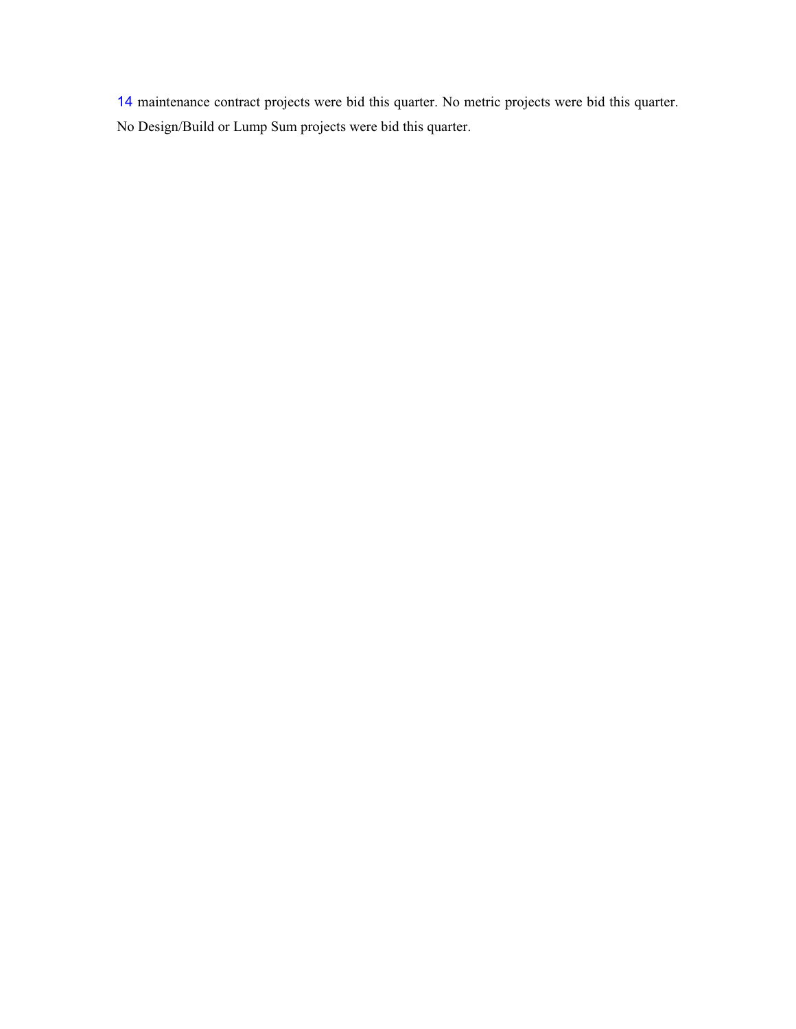14 maintenance contract projects were bid this quarter. No metric projects were bid this quarter. No Design/Build or Lump Sum projects were bid this quarter.